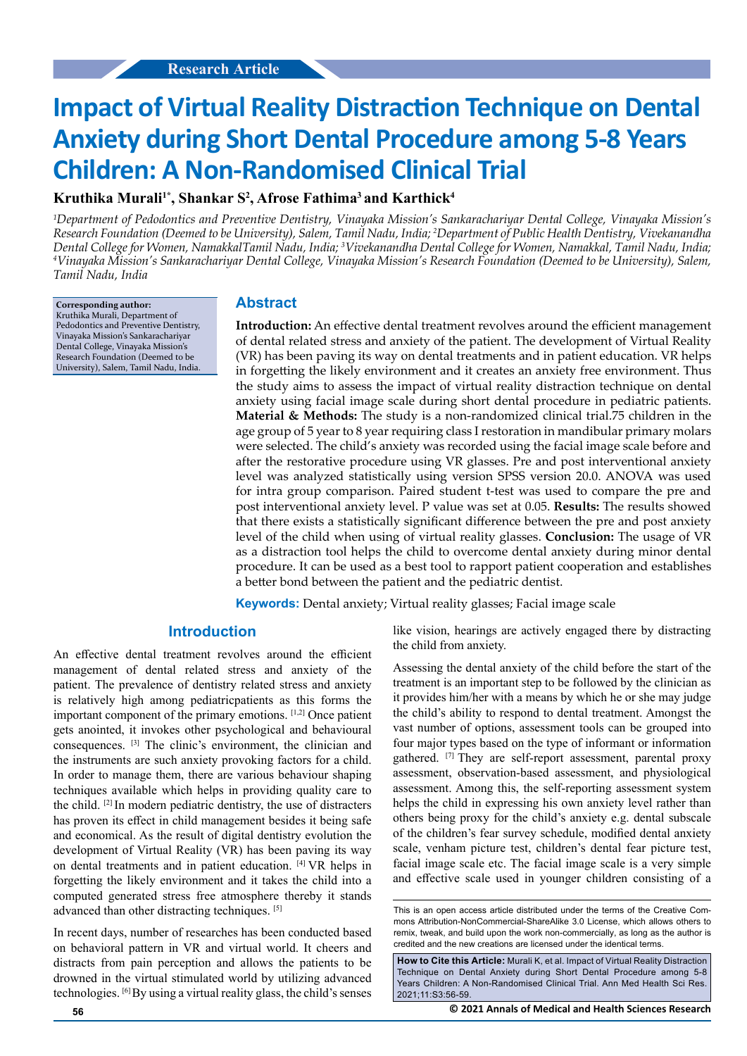Research Article

# Impact of Virtual Reality Distraction Technique on Dental Anxiety during Short Dental Procedure among 5-8 Years Children: A Non-Randomised Clinical Trial

**Kruthika Murali[1*], Shankar S[2], Afrose Fathima[3] and Karthick[4]**

*[1]Department of Pedodontics and Preventive Dentistry, Vinayaka Mission's Sankarachariyar Dental College, Vinayaka Mission's Research Foundation (Deemed to be University), Salem, Tamil Nadu, India; [2]Department of Public Health Dentistry, Vivekanandha Dental College for Women, NamakkalTamil Nadu, India; [3]Vivekanandha Dental College for Women, Namakkal, Tamil Nadu, India; [4]Vinayaka Mission's Sankarachariyar Dental College, Vinayaka Mission's Research Foundation (Deemed to be University), Salem, Tamil Nadu, India*

**Corresponding author:**
Kruthika Murali, Department of Pedodontics and Preventive Dentistry, Vinayaka Mission's Sankarachariyar Dental College, Vinayaka Mission's Research Foundation (Deemed to be University), Salem, Tamil Nadu, India.

## Abstract

**Introduction:** An effective dental treatment revolves around the efficient management of dental related stress and anxiety of the patient. The development of Virtual Reality (VR) has been paving its way on dental treatments and in patient education. VR helps in forgetting the likely environment and it creates an anxiety free environment. Thus the study aims to assess the impact of virtual reality distraction technique on dental anxiety using facial image scale during short dental procedure in pediatric patients. **Material & Methods:** The study is a non-randomized clinical trial.75 children in the age group of 5 year to 8 year requiring class I restoration in mandibular primary molars were selected. The child's anxiety was recorded using the facial image scale before and after the restorative procedure using VR glasses. Pre and post interventional anxiety level was analyzed statistically using version SPSS version 20.0. ANOVA was used for intra group comparison. Paired student t-test was used to compare the pre and post interventional anxiety level. P value was set at 0.05. **Results:** The results showed that there exists a statistically significant difference between the pre and post anxiety level of the child when using of virtual reality glasses. **Conclusion:** The usage of VR as a distraction tool helps the child to overcome dental anxiety during minor dental procedure. It can be used as a best tool to rapport patient cooperation and establishes a better bond between the patient and the pediatric dentist.

**Keywords:** Dental anxiety; Virtual reality glasses; Facial image scale

## Introduction

An effective dental treatment revolves around the efficient management of dental related stress and anxiety of the patient. The prevalence of dentistry related stress and anxiety is relatively high among pediatricpatients as this forms the important component of the primary emotions. [1,2] Once patient gets anointed, it invokes other psychological and behavioural consequences. [3] The clinic's environment, the clinician and the instruments are such anxiety provoking factors for a child. In order to manage them, there are various behaviour shaping techniques available which helps in providing quality care to the child. [2] In modern pediatric dentistry, the use of distracters has proven its effect in child management besides it being safe and economical. As the result of digital dentistry evolution the development of Virtual Reality (VR) has been paving its way on dental treatments and in patient education. [4] VR helps in forgetting the likely environment and it takes the child into a computed generated stress free atmosphere thereby it stands advanced than other distracting techniques. [5]

In recent days, number of researches has been conducted based on behavioral pattern in VR and virtual world. It cheers and distracts from pain perception and allows the patients to be drowned in the virtual stimulated world by utilizing advanced technologies. [6] By using a virtual reality glass, the child's senses like vision, hearings are actively engaged there by distracting the child from anxiety.

Assessing the dental anxiety of the child before the start of the treatment is an important step to be followed by the clinician as it provides him/her with a means by which he or she may judge the child's ability to respond to dental treatment. Amongst the vast number of options, assessment tools can be grouped into four major types based on the type of informant or information gathered. [7] They are self-report assessment, parental proxy assessment, observation-based assessment, and physiological assessment. Among this, the self-reporting assessment system helps the child in expressing his own anxiety level rather than others being proxy for the child's anxiety e.g. dental subscale of the children's fear survey schedule, modified dental anxiety scale, venham picture test, children's dental fear picture test, facial image scale etc. The facial image scale is a very simple and effective scale used in younger children consisting of a

This is an open access article distributed under the terms of the Creative Commons Attribution-NonCommercial-ShareAlike 3.0 License, which allows others to remix, tweak, and build upon the work non-commercially, as long as the author is credited and the new creations are licensed under the identical terms.

**How to Cite this Article:** Murali K, et al. Impact of Virtual Reality Distraction Technique on Dental Anxiety during Short Dental Procedure among 5-8 Years Children: A Non-Randomised Clinical Trial. Ann Med Health Sci Res. 2021;11:S3:56-59.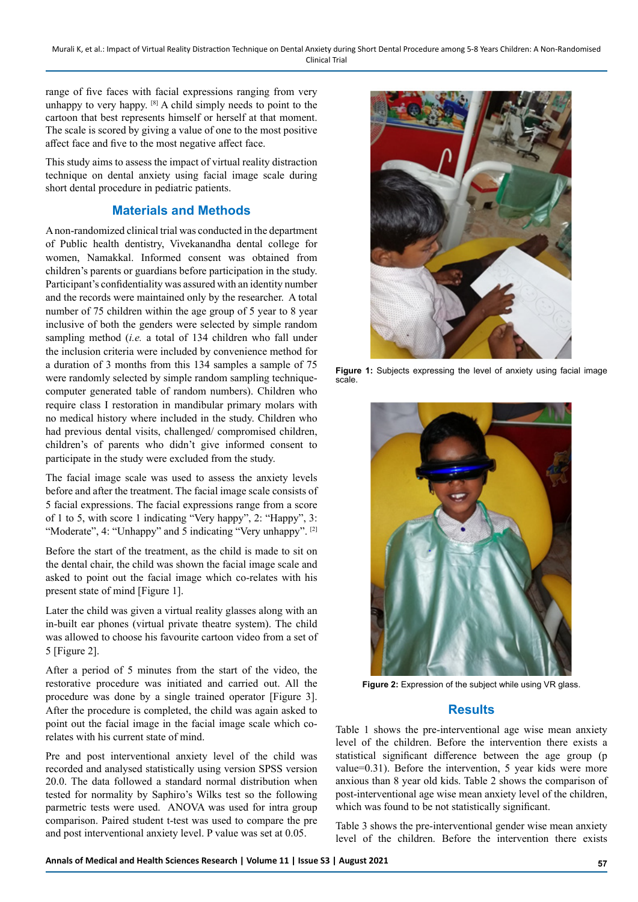range of five faces with facial expressions ranging from very unhappy to very happy. [8] A child simply needs to point to the cartoon that best represents himself or herself at that moment. The scale is scored by giving a value of one to the most positive affect face and five to the most negative affect face.

This study aims to assess the impact of virtual reality distraction technique on dental anxiety using facial image scale during short dental procedure in pediatric patients.

## Materials and Methods

A non-randomized clinical trial was conducted in the department of Public health dentistry, Vivekanandha dental college for women, Namakkal. Informed consent was obtained from children's parents or guardians before participation in the study. Participant's confidentiality was assured with an identity number and the records were maintained only by the researcher. A total number of 75 children within the age group of 5 year to 8 year inclusive of both the genders were selected by simple random sampling method (*i.e.* a total of 134 children who fall under the inclusion criteria were included by convenience method for a duration of 3 months from this 134 samples a sample of 75 were randomly selected by simple random sampling technique-computer generated table of random numbers). Children who require class I restoration in mandibular primary molars with no medical history where included in the study. Children who had previous dental visits, challenged/ compromised children, children's of parents who didn't give informed consent to participate in the study were excluded from the study.

The facial image scale was used to assess the anxiety levels before and after the treatment. The facial image scale consists of 5 facial expressions. The facial expressions range from a score of 1 to 5, with score 1 indicating "Very happy", 2: "Happy", 3: "Moderate", 4: "Unhappy" and 5 indicating "Very unhappy". [2]

Before the start of the treatment, as the child is made to sit on the dental chair, the child was shown the facial image scale and asked to point out the facial image which co-relates with his present state of mind [Figure 1].

Later the child was given a virtual reality glasses along with an in-built ear phones (virtual private theatre system). The child was allowed to choose his favourite cartoon video from a set of 5 [Figure 2].

After a period of 5 minutes from the start of the video, the restorative procedure was initiated and carried out. All the procedure was done by a single trained operator [Figure 3]. After the procedure is completed, the child was again asked to point out the facial image in the facial image scale which co-relates with his current state of mind.

Pre and post interventional anxiety level of the child was recorded and analysed statistically using version SPSS version 20.0. The data followed a standard normal distribution when tested for normality by Saphiro's Wilks test so the following parmetric tests were used. ANOVA was used for intra group comparison. Paired student t-test was used to compare the pre and post interventional anxiety level. P value was set at 0.05.

**Figure 1:** Subjects expressing the level of anxiety using facial image scale.

**Figure 2:** Expression of the subject while using VR glass.

## Results

Table 1 shows the pre-interventional age wise mean anxiety level of the children. Before the intervention there exists a statistical significant difference between the age group (p value=0.31). Before the intervention, 5 year kids were more anxious than 8 year old kids. Table 2 shows the comparison of post-interventional age wise mean anxiety level of the children, which was found to be not statistically significant.

Table 3 shows the pre-interventional gender wise mean anxiety level of the children. Before the intervention there exists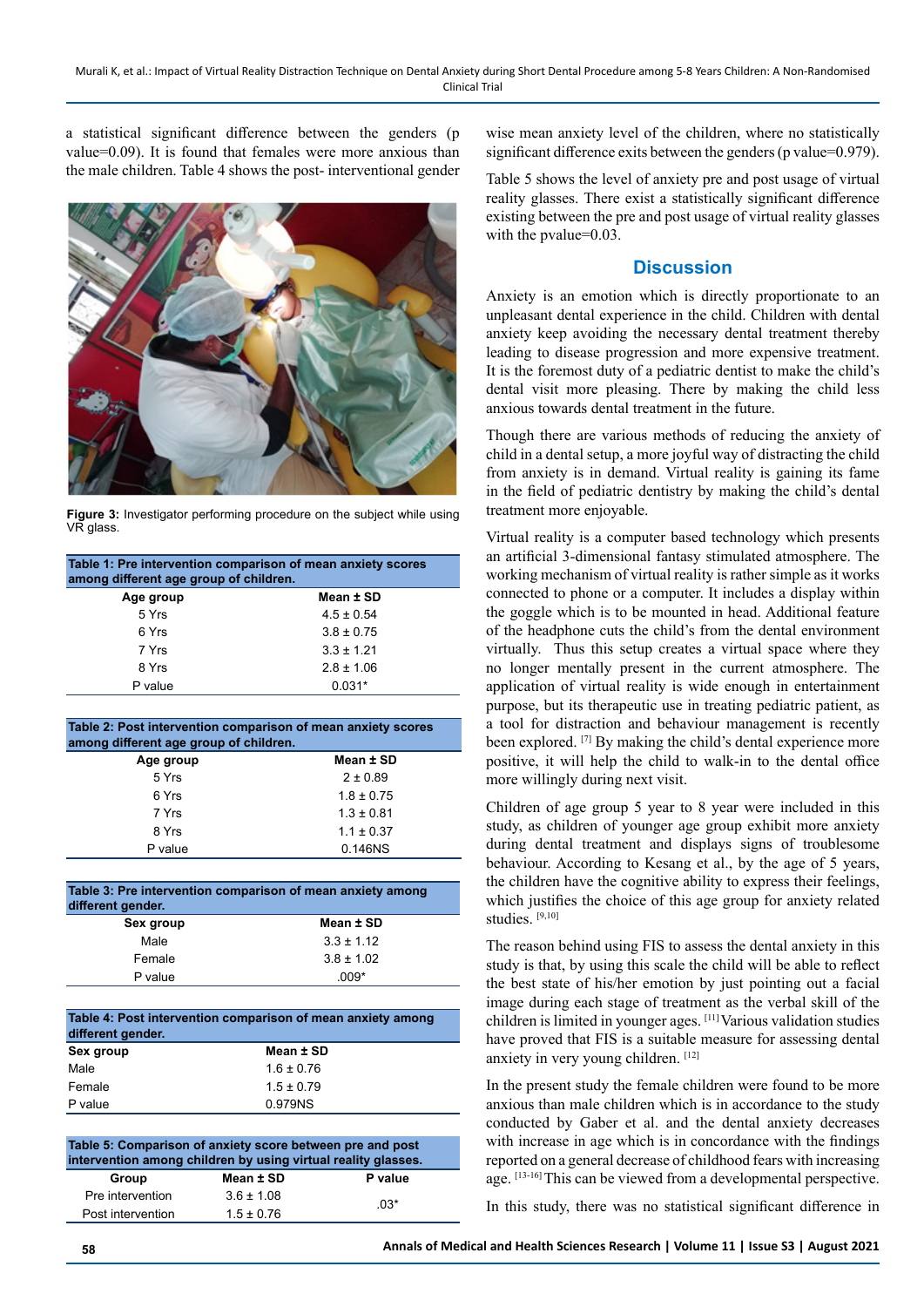a statistical significant difference between the genders (p value=0.09). It is found that females were more anxious than the male children. Table 4 shows the post- interventional gender

Figure 3: Investigator performing procedure on the subject while using VR glass.

**Table 1: Pre intervention comparison of mean anxiety scores among different age group of children.**

| Age group | Mean ± SD |
|---|---|
| 5 Yrs | 4.5 ± 0.54 |
| 6 Yrs | 3.8 ± 0.75 |
| 7 Yrs | 3.3 ± 1.21 |
| 8 Yrs | 2.8 ± 1.06 |
| P value | 0.031* |

**Table 2: Post intervention comparison of mean anxiety scores among different age group of children.**

| Age group | Mean ± SD |
|---|---|
| 5 Yrs | 2 ± 0.89 |
| 6 Yrs | 1.8 ± 0.75 |
| 7 Yrs | 1.3 ± 0.81 |
| 8 Yrs | 1.1 ± 0.37 |
| P value | 0.146NS |

**Table 3: Pre intervention comparison of mean anxiety among different gender.**

| Sex group | Mean ± SD |
|---|---|
| Male | 3.3 ± 1.12 |
| Female | 3.8 ± 1.02 |
| P value | .009* |

**Table 4: Post intervention comparison of mean anxiety among different gender.**

| Sex group | Mean ± SD |
|---|---|
| Male | 1.6 ± 0.76 |
| Female | 1.5 ± 0.79 |
| P value | 0.979NS |

**Table 5: Comparison of anxiety score between pre and post intervention among children by using virtual reality glasses.**

| Group | Mean ± SD | P value |
|---|---|---|
| Pre intervention | 3.6 ± 1.08 | .03* |
| Post intervention | 1.5 ± 0.76 | |

wise mean anxiety level of the children, where no statistically significant difference exits between the genders (p value=0.979).

Table 5 shows the level of anxiety pre and post usage of virtual reality glasses. There exist a statistically significant difference existing between the pre and post usage of virtual reality glasses with the pvalue=0.03.

## Discussion

Anxiety is an emotion which is directly proportionate to an unpleasant dental experience in the child. Children with dental anxiety keep avoiding the necessary dental treatment thereby leading to disease progression and more expensive treatment. It is the foremost duty of a pediatric dentist to make the child's dental visit more pleasing. There by making the child less anxious towards dental treatment in the future.

Though there are various methods of reducing the anxiety of child in a dental setup, a more joyful way of distracting the child from anxiety is in demand. Virtual reality is gaining its fame in the field of pediatric dentistry by making the child's dental treatment more enjoyable.

Virtual reality is a computer based technology which presents an artificial 3-dimensional fantasy stimulated atmosphere. The working mechanism of virtual reality is rather simple as it works connected to phone or a computer. It includes a display within the goggle which is to be mounted in head. Additional feature of the headphone cuts the child's from the dental environment virtually. Thus this setup creates a virtual space where they no longer mentally present in the current atmosphere. The application of virtual reality is wide enough in entertainment purpose, but its therapeutic use in treating pediatric patient, as a tool for distraction and behaviour management is recently been explored. [7] By making the child's dental experience more positive, it will help the child to walk-in to the dental office more willingly during next visit.

Children of age group 5 year to 8 year were included in this study, as children of younger age group exhibit more anxiety during dental treatment and displays signs of troublesome behaviour. According to Kesang et al., by the age of 5 years, the children have the cognitive ability to express their feelings, which justifies the choice of this age group for anxiety related studies. [9,10]

The reason behind using FIS to assess the dental anxiety in this study is that, by using this scale the child will be able to reflect the best state of his/her emotion by just pointing out a facial image during each stage of treatment as the verbal skill of the children is limited in younger ages. [11] Various validation studies have proved that FIS is a suitable measure for assessing dental anxiety in very young children. [12]

In the present study the female children were found to be more anxious than male children which is in accordance to the study conducted by Gaber et al. and the dental anxiety decreases with increase in age which is in concordance with the findings reported on a general decrease of childhood fears with increasing age. [13-16] This can be viewed from a developmental perspective.

In this study, there was no statistical significant difference in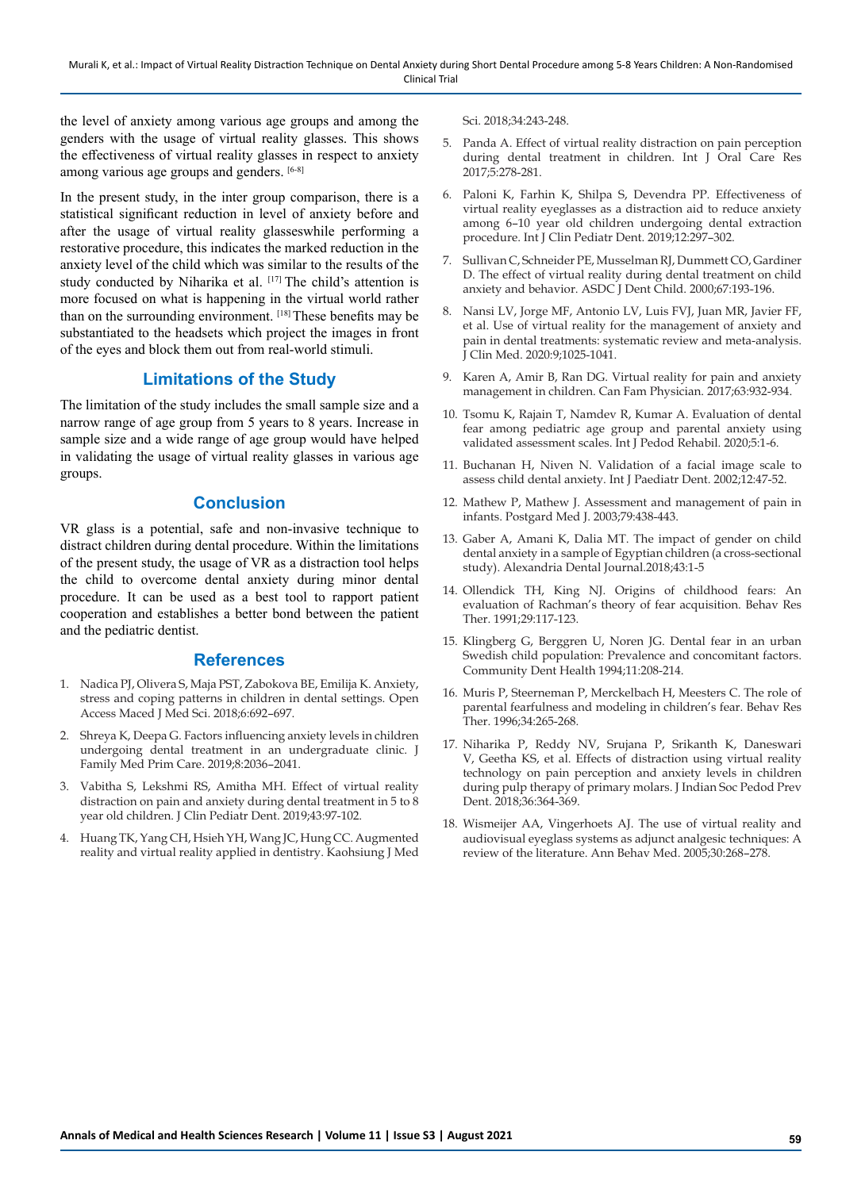the level of anxiety among various age groups and among the genders with the usage of virtual reality glasses. This shows the effectiveness of virtual reality glasses in respect to anxiety among various age groups and genders. [6-8]

In the present study, in the inter group comparison, there is a statistical significant reduction in level of anxiety before and after the usage of virtual reality glasseswhile performing a restorative procedure, this indicates the marked reduction in the anxiety level of the child which was similar to the results of the study conducted by Niharika et al. [17] The child's attention is more focused on what is happening in the virtual world rather than on the surrounding environment. [18] These benefits may be substantiated to the headsets which project the images in front of the eyes and block them out from real-world stimuli.

## Limitations of the Study

The limitation of the study includes the small sample size and a narrow range of age group from 5 years to 8 years. Increase in sample size and a wide range of age group would have helped in validating the usage of virtual reality glasses in various age groups.

## Conclusion

VR glass is a potential, safe and non-invasive technique to distract children during dental procedure. Within the limitations of the present study, the usage of VR as a distraction tool helps the child to overcome dental anxiety during minor dental procedure. It can be used as a best tool to rapport patient cooperation and establishes a better bond between the patient and the pediatric dentist.

## References

1. Nadica PJ, Olivera S, Maja PST, Zabokova BE, Emilija K. Anxiety, stress and coping patterns in children in dental settings. Open Access Maced J Med Sci. 2018;6:692–697.
2. Shreya K, Deepa G. Factors influencing anxiety levels in children undergoing dental treatment in an undergraduate clinic. J Family Med Prim Care. 2019;8:2036–2041.
3. Vabitha S, Lekshmi RS, Amitha MH. Effect of virtual reality distraction on pain and anxiety during dental treatment in 5 to 8 year old children. J Clin Pediatr Dent. 2019;43:97-102.
4. Huang TK, Yang CH, Hsieh YH, Wang JC, Hung CC. Augmented reality and virtual reality applied in dentistry. Kaohsiung J Med Sci. 2018;34:243-248.
5. Panda A. Effect of virtual reality distraction on pain perception during dental treatment in children. Int J Oral Care Res 2017;5:278-281.
6. Paloni K, Farhin K, Shilpa S, Devendra PP. Effectiveness of virtual reality eyeglasses as a distraction aid to reduce anxiety among 6–10 year old children undergoing dental extraction procedure. Int J Clin Pediatr Dent. 2019;12:297–302.
7. Sullivan C, Schneider PE, Musselman RJ, Dummett CO, Gardiner D. The effect of virtual reality during dental treatment on child anxiety and behavior. ASDC J Dent Child. 2000;67:193-196.
8. Nansi LV, Jorge MF, Antonio LV, Luis FVJ, Juan MR, Javier FF, et al. Use of virtual reality for the management of anxiety and pain in dental treatments: systematic review and meta-analysis. J Clin Med. 2020:9;1025-1041.
9. Karen A, Amir B, Ran DG. Virtual reality for pain and anxiety management in children. Can Fam Physician. 2017;63:932-934.
10. Tsomu K, Rajain T, Namdev R, Kumar A. Evaluation of dental fear among pediatric age group and parental anxiety using validated assessment scales. Int J Pedod Rehabil. 2020;5:1-6.
11. Buchanan H, Niven N. Validation of a facial image scale to assess child dental anxiety. Int J Paediatr Dent. 2002;12:47-52.
12. Mathew P, Mathew J. Assessment and management of pain in infants. Postgard Med J. 2003;79:438-443.
13. Gaber A, Amani K, Dalia MT. The impact of gender on child dental anxiety in a sample of Egyptian children (a cross-sectional study). Alexandria Dental Journal.2018;43:1-5
14. Ollendick TH, King NJ. Origins of childhood fears: An evaluation of Rachman's theory of fear acquisition. Behav Res Ther. 1991;29:117-123.
15. Klingberg G, Berggren U, Noren JG. Dental fear in an urban Swedish child population: Prevalence and concomitant factors. Community Dent Health 1994;11:208-214.
16. Muris P, Steerneman P, Merckelbach H, Meesters C. The role of parental fearfulness and modeling in children's fear. Behav Res Ther. 1996;34:265-268.
17. Niharika P, Reddy NV, Srujana P, Srikanth K, Daneswari V, Geetha KS, et al. Effects of distraction using virtual reality technology on pain perception and anxiety levels in children during pulp therapy of primary molars. J Indian Soc Pedod Prev Dent. 2018;36:364-369.
18. Wismeijer AA, Vingerhoets AJ. The use of virtual reality and audiovisual eyeglass systems as adjunct analgesic techniques: A review of the literature. Ann Behav Med. 2005;30:268–278.